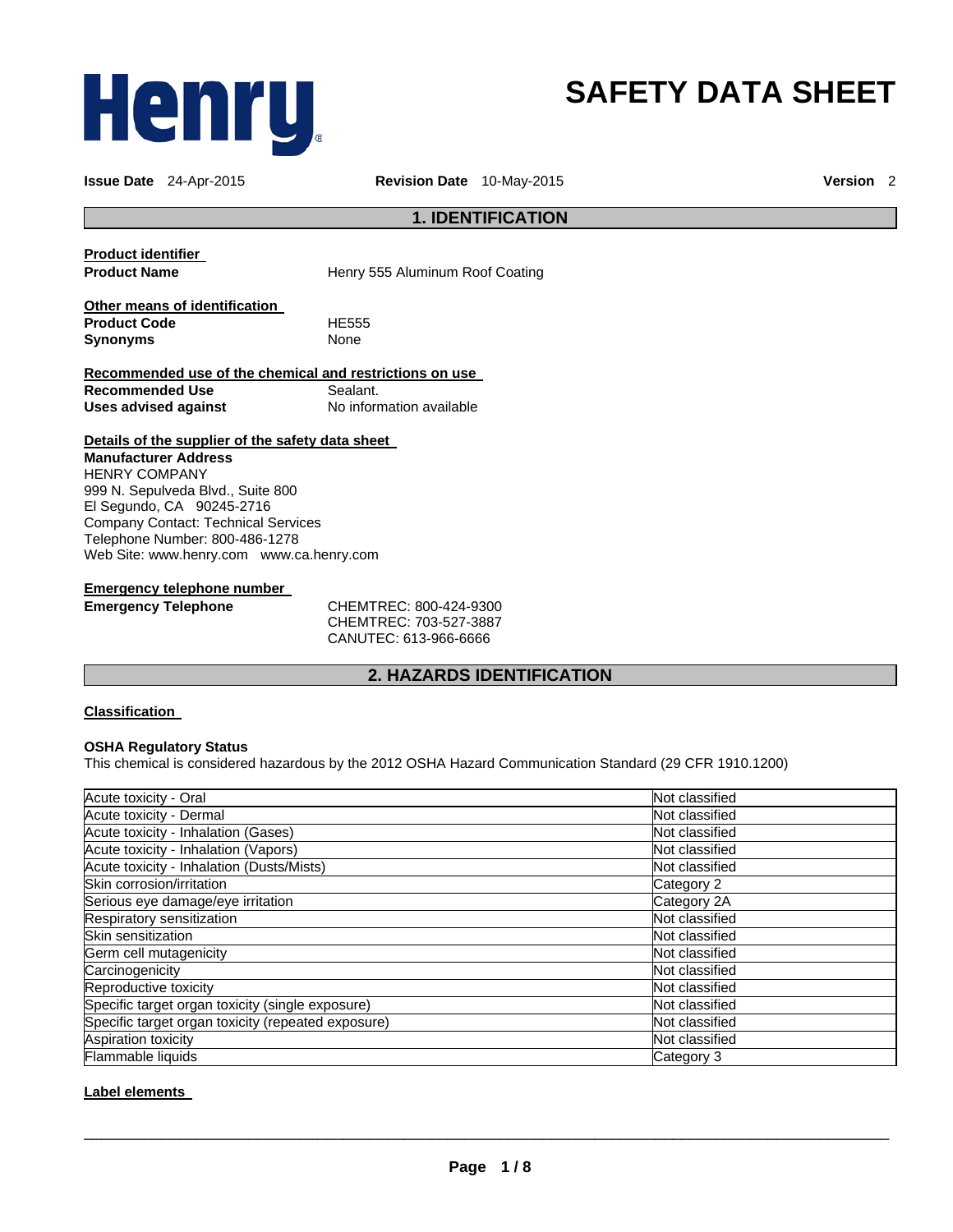Henry

# SAFETY DATA SHEET

**Issue Date** 24-Apr-2015 **Revision Date** 10-May-2015 **Version** 2

## 1. IDENTIFICATION

**Product identifier**

**Product Name** Henry 555 Aluminum Roof Coating

**Other means of identification**

**Product Code** HE555

**Synonyms** None

**Recommended use of the chemical and restrictions on use**

**Recommended Use** Sealant.

**Uses advised against** No information available

**Details of the supplier of the safety data sheet**

**Manufacturer Address**
HENRY COMPANY
999 N. Sepulveda Blvd., Suite 800
El Segundo, CA 90245-2716
Company Contact: Technical Services
Telephone Number: 800-486-1278
Web Site: www.henry.com www.ca.henry.com

**Emergency telephone number**

**Emergency Telephone** CHEMTREC: 800-424-9300
CHEMTREC: 703-527-3887
CANUTEC: 613-966-6666

## 2. HAZARDS IDENTIFICATION

**Classification**

**OSHA Regulatory Status**
This chemical is considered hazardous by the 2012 OSHA Hazard Communication Standard (29 CFR 1910.1200)

| Hazard | Classification |
|---|---|
| Acute toxicity - Oral | Not classified |
| Acute toxicity - Dermal | Not classified |
| Acute toxicity - Inhalation (Gases) | Not classified |
| Acute toxicity - Inhalation (Vapors) | Not classified |
| Acute toxicity - Inhalation (Dusts/Mists) | Not classified |
| Skin corrosion/irritation | Category 2 |
| Serious eye damage/eye irritation | Category 2A |
| Respiratory sensitization | Not classified |
| Skin sensitization | Not classified |
| Germ cell mutagenicity | Not classified |
| Carcinogenicity | Not classified |
| Reproductive toxicity | Not classified |
| Specific target organ toxicity (single exposure) | Not classified |
| Specific target organ toxicity (repeated exposure) | Not classified |
| Aspiration toxicity | Not classified |
| Flammable liquids | Category 3 |

**Label elements**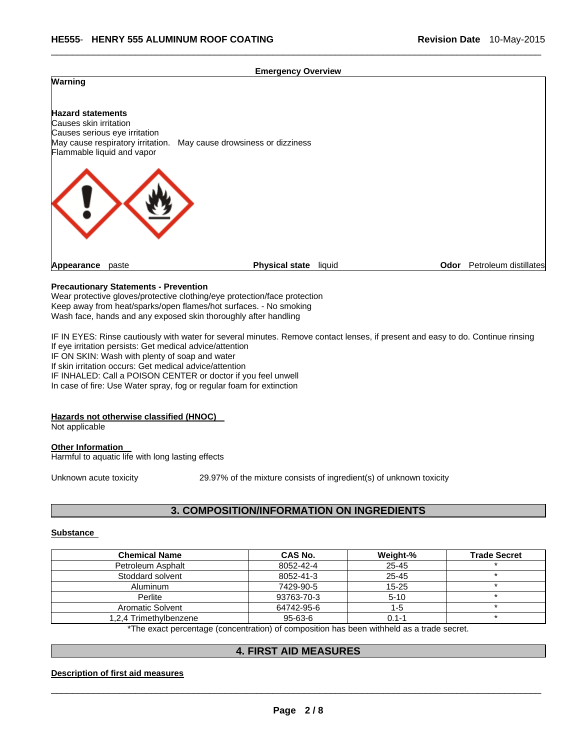**Emergency Overview**

**Warning**

**Hazard statements**
Causes skin irritation
Causes serious eye irritation
May cause respiratory irritation. May cause drowsiness or dizziness
Flammable liquid and vapor

**Appearance** paste **Physical state** liquid **Odor** Petroleum distillates

**Precautionary Statements - Prevention**
Wear protective gloves/protective clothing/eye protection/face protection
Keep away from heat/sparks/open flames/hot surfaces. - No smoking
Wash face, hands and any exposed skin thoroughly after handling

IF IN EYES: Rinse cautiously with water for several minutes. Remove contact lenses, if present and easy to do. Continue rinsing
If eye irritation persists: Get medical advice/attention
IF ON SKIN: Wash with plenty of soap and water
If skin irritation occurs: Get medical advice/attention
IF INHALED: Call a POISON CENTER or doctor if you feel unwell
In case of fire: Use Water spray, fog or regular foam for extinction

**Hazards not otherwise classified (HNOC)**
Not applicable

**Other Information**
Harmful to aquatic life with long lasting effects

Unknown acute toxicity 29.97% of the mixture consists of ingredient(s) of unknown toxicity

## 3. COMPOSITION/INFORMATION ON INGREDIENTS

**Substance**

| Chemical Name | CAS No. | Weight-% | Trade Secret |
|---|---|---|---|
| Petroleum Asphalt | 8052-42-4 | 25-45 | * |
| Stoddard solvent | 8052-41-3 | 25-45 | * |
| Aluminum | 7429-90-5 | 15-25 | * |
| Perlite | 93763-70-3 | 5-10 | * |
| Aromatic Solvent | 64742-95-6 | 1-5 | * |
| 1,2,4 Trimethylbenzene | 95-63-6 | 0.1-1 | * |

*The exact percentage (concentration) of composition has been withheld as a trade secret.

## 4. FIRST AID MEASURES

**Description of first aid measures**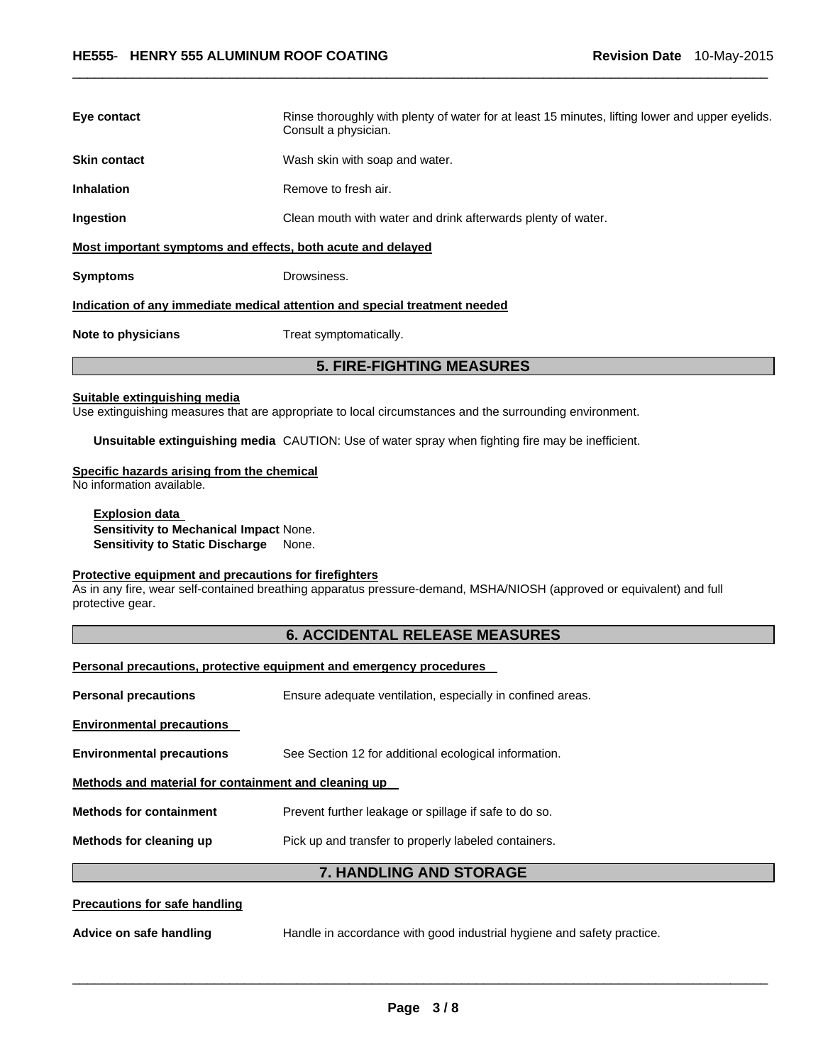**Eye contact** Rinse thoroughly with plenty of water for at least 15 minutes, lifting lower and upper eyelids. Consult a physician.

**Skin contact** Wash skin with soap and water.

**Inhalation** Remove to fresh air.

**Ingestion** Clean mouth with water and drink afterwards plenty of water.

**Most important symptoms and effects, both acute and delayed**

**Symptoms** Drowsiness.

**Indication of any immediate medical attention and special treatment needed**

**Note to physicians** Treat symptomatically.

## 5. FIRE-FIGHTING MEASURES

**Suitable extinguishing media**
Use extinguishing measures that are appropriate to local circumstances and the surrounding environment.

**Unsuitable extinguishing media** CAUTION: Use of water spray when fighting fire may be inefficient.

**Specific hazards arising from the chemical**
No information available.

**Explosion data**
**Sensitivity to Mechanical Impact** None.
**Sensitivity to Static Discharge** None.

**Protective equipment and precautions for firefighters**
As in any fire, wear self-contained breathing apparatus pressure-demand, MSHA/NIOSH (approved or equivalent) and full protective gear.

## 6. ACCIDENTAL RELEASE MEASURES

**Personal precautions, protective equipment and emergency procedures**

**Personal precautions** Ensure adequate ventilation, especially in confined areas.

**Environmental precautions**

**Environmental precautions** See Section 12 for additional ecological information.

**Methods and material for containment and cleaning up**

**Methods for containment** Prevent further leakage or spillage if safe to do so.

**Methods for cleaning up** Pick up and transfer to properly labeled containers.

## 7. HANDLING AND STORAGE

**Precautions for safe handling**

**Advice on safe handling** Handle in accordance with good industrial hygiene and safety practice.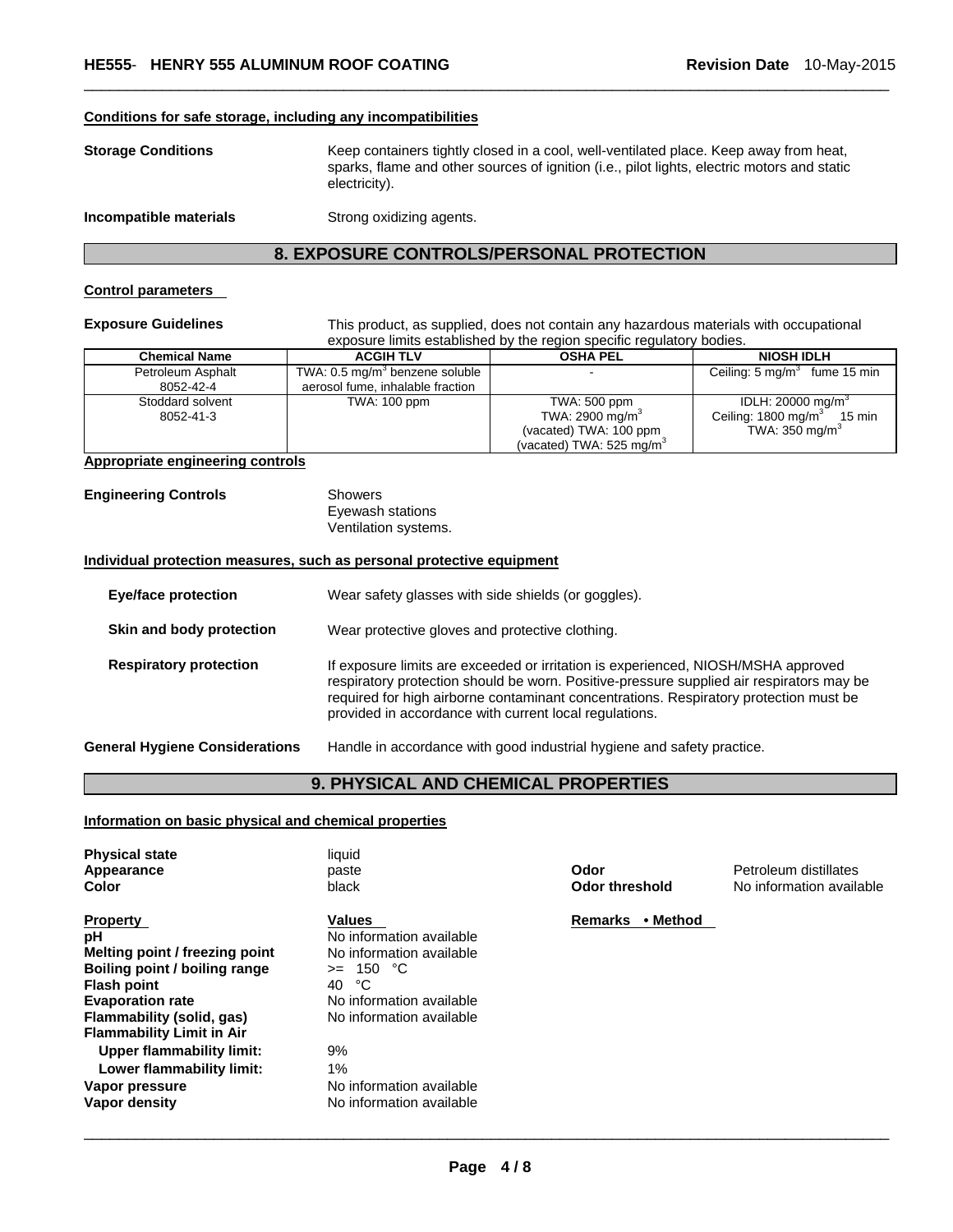#### Conditions for safe storage, including any incompatibilities

**Storage Conditions** Keep containers tightly closed in a cool, well-ventilated place. Keep away from heat, sparks, flame and other sources of ignition (i.e., pilot lights, electric motors and static electricity).

**Incompatible materials** Strong oxidizing agents.

## 8. EXPOSURE CONTROLS/PERSONAL PROTECTION

#### Control parameters

**Exposure Guidelines** This product, as supplied, does not contain any hazardous materials with occupational exposure limits established by the region specific regulatory bodies.

| Chemical Name | ACGIH TLV | OSHA PEL | NIOSH IDLH |
|---|---|---|---|
| Petroleum Asphalt<br>8052-42-4 | TWA: 0.5 $mg/m^3$ benzene soluble aerosol fume, inhalable fraction | - | Ceiling: 5 $mg/m^3$ fume 15 min |
| Stoddard solvent<br>8052-41-3 | TWA: 100 ppm | TWA: 500 ppm<br>TWA: 2900 $mg/m^3$<br>(vacated) TWA: 100 ppm<br>(vacated) TWA: 525 $mg/m^3$ | IDLH: 20000 $mg/m^3$<br>Ceiling: 1800 $mg/m^3$ 15 min<br>TWA: 350 $mg/m^3$ |

#### Appropriate engineering controls

**Engineering Controls** Showers
Eyewash stations
Ventilation systems.

#### Individual protection measures, such as personal protective equipment

**Eye/face protection** Wear safety glasses with side shields (or goggles).

**Skin and body protection** Wear protective gloves and protective clothing.

**Respiratory protection** If exposure limits are exceeded or irritation is experienced, NIOSH/MSHA approved respiratory protection should be worn. Positive-pressure supplied air respirators may be required for high airborne contaminant concentrations. Respiratory protection must be provided in accordance with current local regulations.

**General Hygiene Considerations** Handle in accordance with good industrial hygiene and safety practice.

## 9. PHYSICAL AND CHEMICAL PROPERTIES

#### Information on basic physical and chemical properties

**Physical state** liquid
**Appearance** paste
**Color** black
**Odor** Petroleum distillates
**Odor threshold** No information available

| Property | Values | Remarks • Method |
|---|---|---|
| **pH** | No information available | |
| **Melting point / freezing point** | No information available | |
| **Boiling point / boiling range** | >= 150 °C | |
| **Flash point** | 40 °C | |
| **Evaporation rate** | No information available | |
| **Flammability (solid, gas)** | No information available | |
| **Flammability Limit in Air** | | |
| **Upper flammability limit:** | 9% | |
| **Lower flammability limit:** | 1% | |
| **Vapor pressure** | No information available | |
| **Vapor density** | No information available | |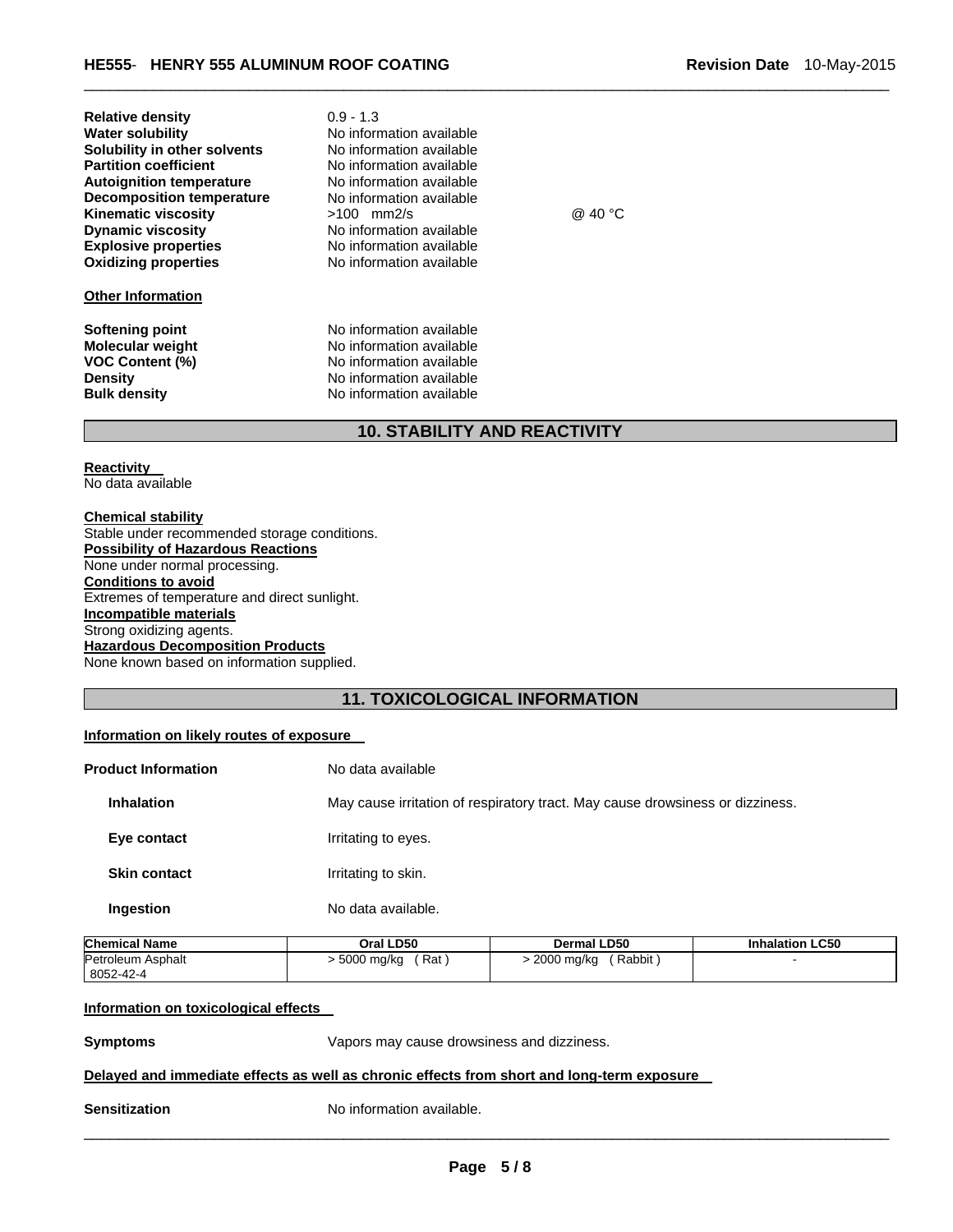| | | |
|---|---|---|
| **Relative density** | 0.9 - 1.3 | |
| **Water solubility** | No information available | |
| **Solubility in other solvents** | No information available | |
| **Partition coefficient** | No information available | |
| **Autoignition temperature** | No information available | |
| **Decomposition temperature** | No information available | |
| **Kinematic viscosity** | >100 mm2/s | @ 40 °C |
| **Dynamic viscosity** | No information available | |
| **Explosive properties** | No information available | |
| **Oxidizing properties** | No information available | |

**Other Information**

| | |
|---|---|
| **Softening point** | No information available |
| **Molecular weight** | No information available |
| **VOC Content (%)** | No information available |
| **Density** | No information available |
| **Bulk density** | No information available |

## 10. STABILITY AND REACTIVITY

**Reactivity**
No data available

**Chemical stability**
Stable under recommended storage conditions.
**Possibility of Hazardous Reactions**
None under normal processing.
**Conditions to avoid**
Extremes of temperature and direct sunlight.
**Incompatible materials**
Strong oxidizing agents.
**Hazardous Decomposition Products**
None known based on information supplied.

## 11. TOXICOLOGICAL INFORMATION

**Information on likely routes of exposure**

**Product Information** No data available

| | |
|---|---|
| **Inhalation** | May cause irritation of respiratory tract. May cause drowsiness or dizziness. |
| **Eye contact** | Irritating to eyes. |
| **Skin contact** | Irritating to skin. |
| **Ingestion** | No data available. |

| Chemical Name | Oral LD50 | Dermal LD50 | Inhalation LC50 |
|---|---|---|---|
| Petroleum Asphalt<br>8052-42-4 | > 5000 mg/kg ( Rat ) | > 2000 mg/kg ( Rabbit ) | - |

**Information on toxicological effects**

**Symptoms** Vapors may cause drowsiness and dizziness.

**Delayed and immediate effects as well as chronic effects from short and long-term exposure**

**Sensitization** No information available.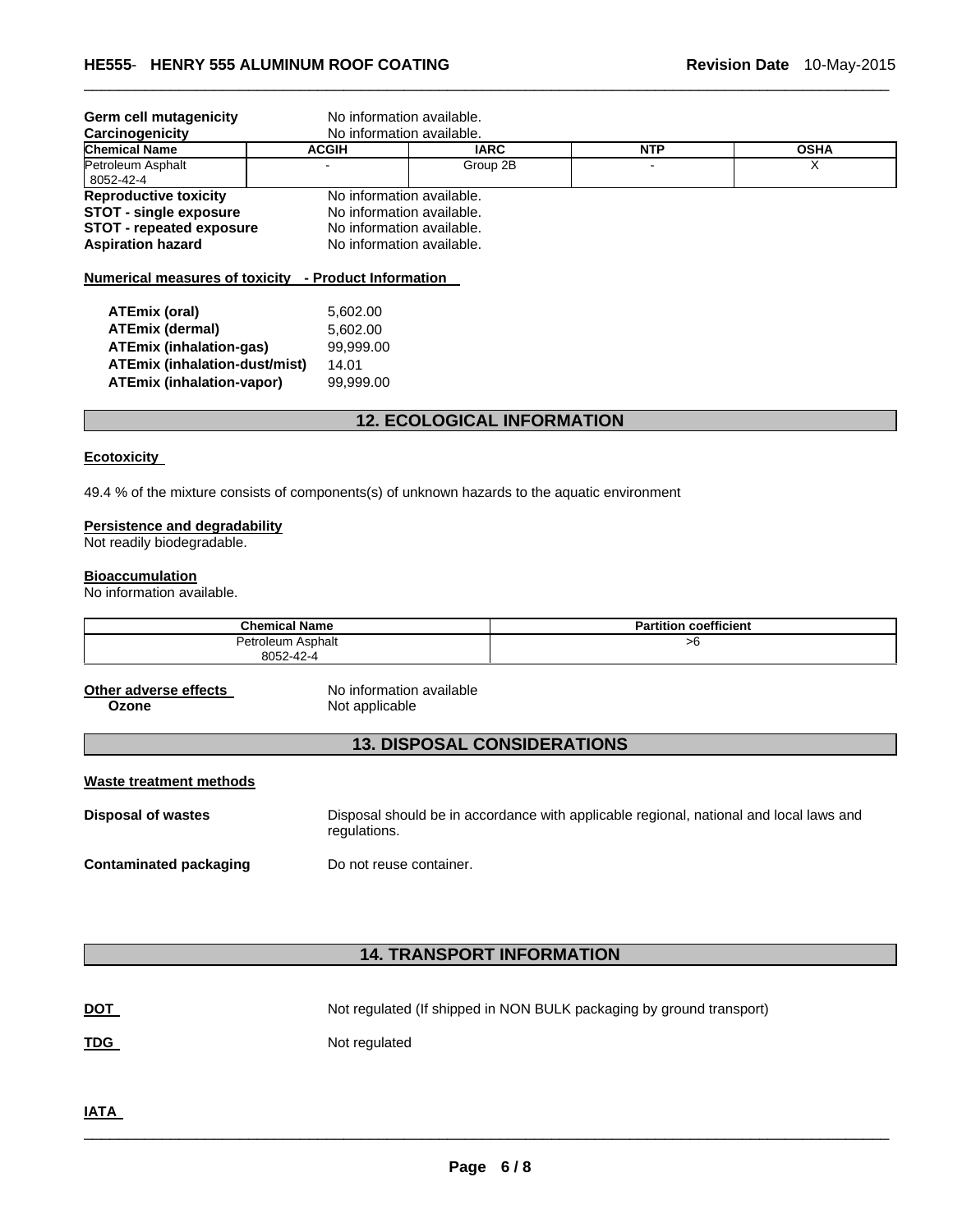**Germ cell mutagenicity** No information available.

**Carcinogenicity** No information available.

| Chemical Name | ACGIH | IARC | NTP | OSHA |
|---|---|---|---|---|
| Petroleum Asphalt 8052-42-4 | - | Group 2B | - | X |

**Reproductive toxicity** No information available.
**STOT - single exposure** No information available.
**STOT - repeated exposure** No information available.
**Aspiration hazard** No information available.

**Numerical measures of toxicity - Product Information**

| | |
|---|---|
| **ATEmix (oral)** | 5,602.00 |
| **ATEmix (dermal)** | 5,602.00 |
| **ATEmix (inhalation-gas)** | 99,999.00 |
| **ATEmix (inhalation-dust/mist)** | 14.01 |
| **ATEmix (inhalation-vapor)** | 99,999.00 |

## 12. ECOLOGICAL INFORMATION

**Ecotoxicity**

49.4 % of the mixture consists of components(s) of unknown hazards to the aquatic environment

**Persistence and degradability**
Not readily biodegradable.

**Bioaccumulation**
No information available.

| Chemical Name | Partition coefficient |
|---|---|
| Petroleum Asphalt 8052-42-4 | >6 |

**Other adverse effects** No information available
**Ozone** Not applicable

## 13. DISPOSAL CONSIDERATIONS

**Waste treatment methods**

**Disposal of wastes** Disposal should be in accordance with applicable regional, national and local laws and regulations.

**Contaminated packaging** Do not reuse container.

## 14. TRANSPORT INFORMATION

**DOT** Not regulated (If shipped in NON BULK packaging by ground transport)

**TDG** Not regulated

**IATA**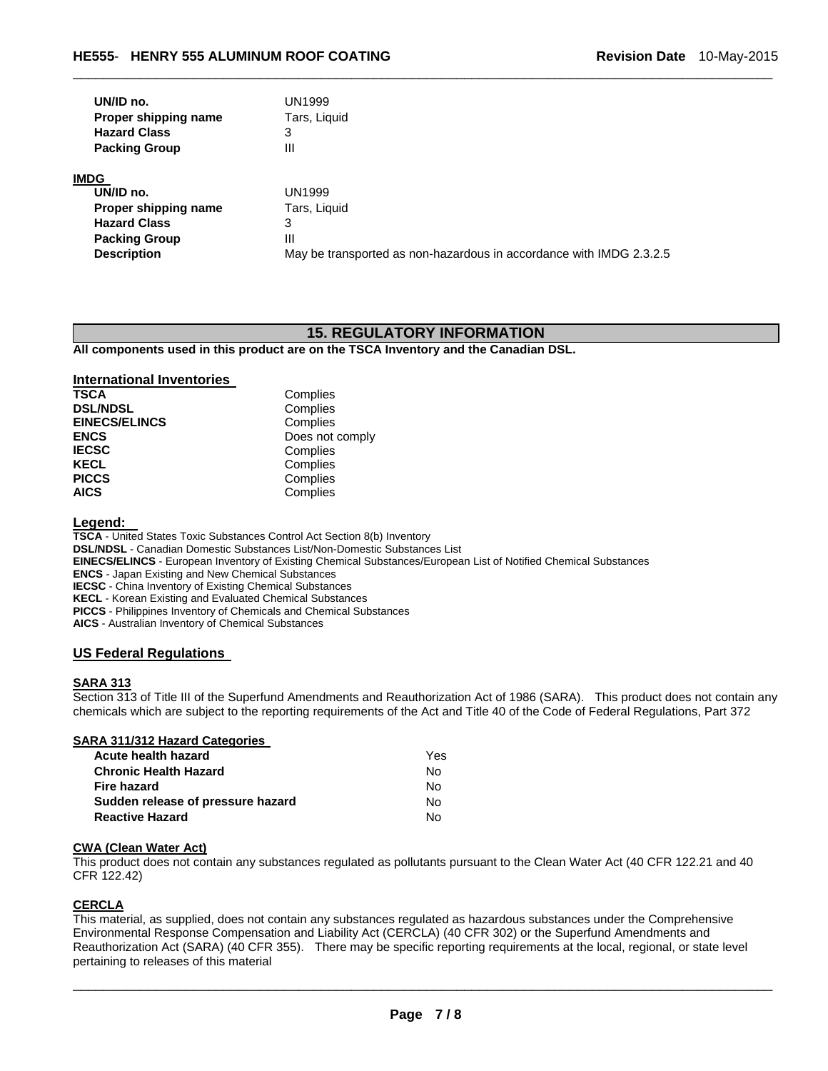| | |
|---|---|
| **UN/ID no.** | UN1999 |
| **Proper shipping name** | Tars, Liquid |
| **Hazard Class** | 3 |
| **Packing Group** | III |

**IMDG**

| | |
|---|---|
| **UN/ID no.** | UN1999 |
| **Proper shipping name** | Tars, Liquid |
| **Hazard Class** | 3 |
| **Packing Group** | III |
| **Description** | May be transported as non-hazardous in accordance with IMDG 2.3.2.5 |

## 15. REGULATORY INFORMATION

**All components used in this product are on the TSCA Inventory and the Canadian DSL.**

### International Inventories

| | |
|---|---|
| **TSCA** | Complies |
| **DSL/NDSL** | Complies |
| **EINECS/ELINCS** | Complies |
| **ENCS** | Does not comply |
| **IECSC** | Complies |
| **KECL** | Complies |
| **PICCS** | Complies |
| **AICS** | Complies |

### Legend:

**TSCA** - United States Toxic Substances Control Act Section 8(b) Inventory
**DSL/NDSL** - Canadian Domestic Substances List/Non-Domestic Substances List
**EINECS/ELINCS** - European Inventory of Existing Chemical Substances/European List of Notified Chemical Substances
**ENCS** - Japan Existing and New Chemical Substances
**IECSC** - China Inventory of Existing Chemical Substances
**KECL** - Korean Existing and Evaluated Chemical Substances
**PICCS** - Philippines Inventory of Chemicals and Chemical Substances
**AICS** - Australian Inventory of Chemical Substances

### US Federal Regulations

#### SARA 313

Section 313 of Title III of the Superfund Amendments and Reauthorization Act of 1986 (SARA). This product does not contain any chemicals which are subject to the reporting requirements of the Act and Title 40 of the Code of Federal Regulations, Part 372

#### SARA 311/312 Hazard Categories

| | |
|---|---|
| **Acute health hazard** | Yes |
| **Chronic Health Hazard** | No |
| **Fire hazard** | No |
| **Sudden release of pressure hazard** | No |
| **Reactive Hazard** | No |

#### CWA (Clean Water Act)

This product does not contain any substances regulated as pollutants pursuant to the Clean Water Act (40 CFR 122.21 and 40 CFR 122.42)

#### CERCLA

This material, as supplied, does not contain any substances regulated as hazardous substances under the Comprehensive Environmental Response Compensation and Liability Act (CERCLA) (40 CFR 302) or the Superfund Amendments and Reauthorization Act (SARA) (40 CFR 355). There may be specific reporting requirements at the local, regional, or state level pertaining to releases of this material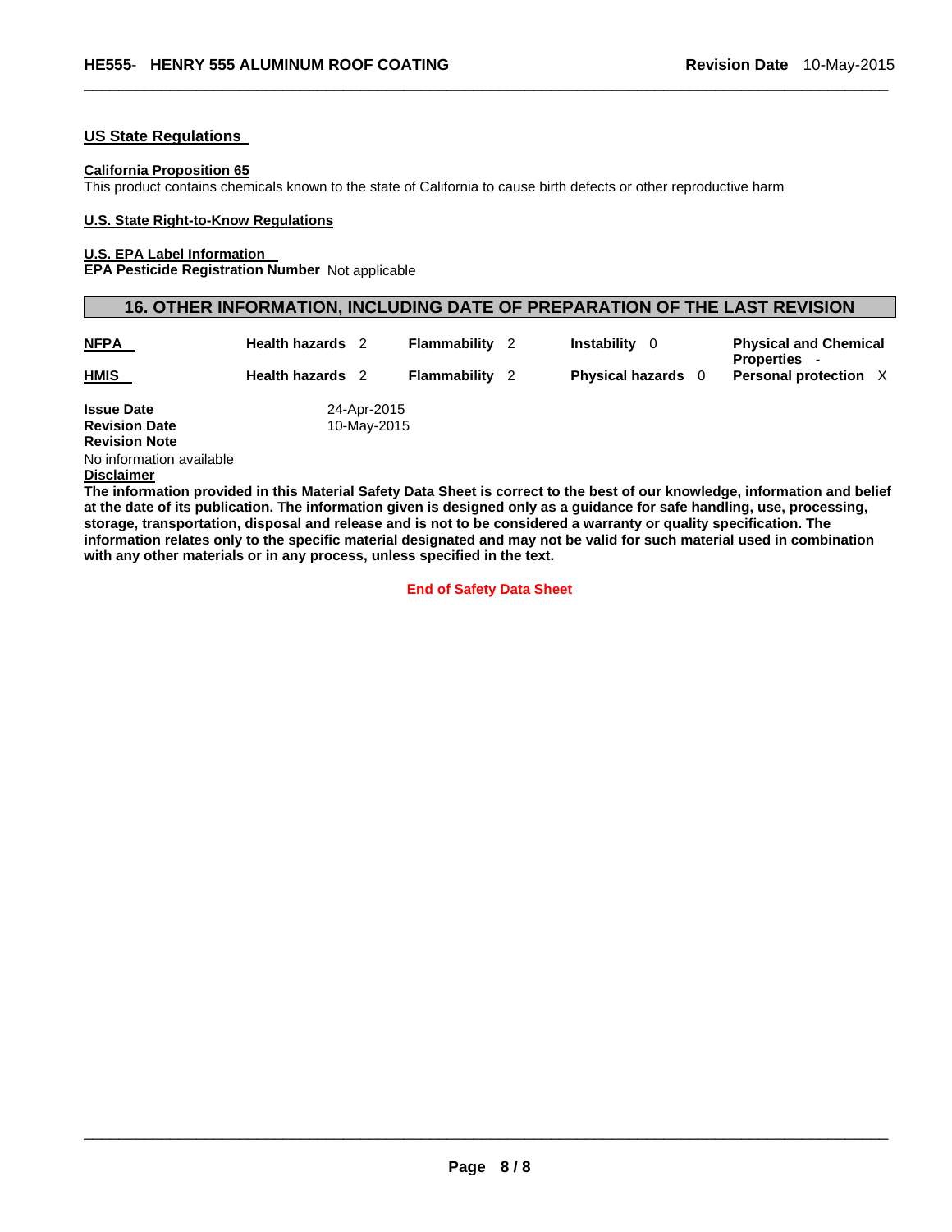## US State Regulations

**California Proposition 65**

This product contains chemicals known to the state of California to cause birth defects or other reproductive harm

**U.S. State Right-to-Know Regulations**

**U.S. EPA Label Information**

**EPA Pesticide Registration Number** Not applicable

## 16. OTHER INFORMATION, INCLUDING DATE OF PREPARATION OF THE LAST REVISION

| | | | | |
|---|---|---|---|---|
| **NFPA** | **Health hazards** 2 | **Flammability** 2 | **Instability** 0 | **Physical and Chemical Properties** - |
| **HMIS** | **Health hazards** 2 | **Flammability** 2 | **Physical hazards** 0 | **Personal protection** X |

**Issue Date** 24-Apr-2015

**Revision Date** 10-May-2015

**Revision Note**

No information available

**Disclaimer**

**The information provided in this Material Safety Data Sheet is correct to the best of our knowledge, information and belief at the date of its publication. The information given is designed only as a guidance for safe handling, use, processing, storage, transportation, disposal and release and is not to be considered a warranty or quality specification. The information relates only to the specific material designated and may not be valid for such material used in combination with any other materials or in any process, unless specified in the text.**

**End of Safety Data Sheet**